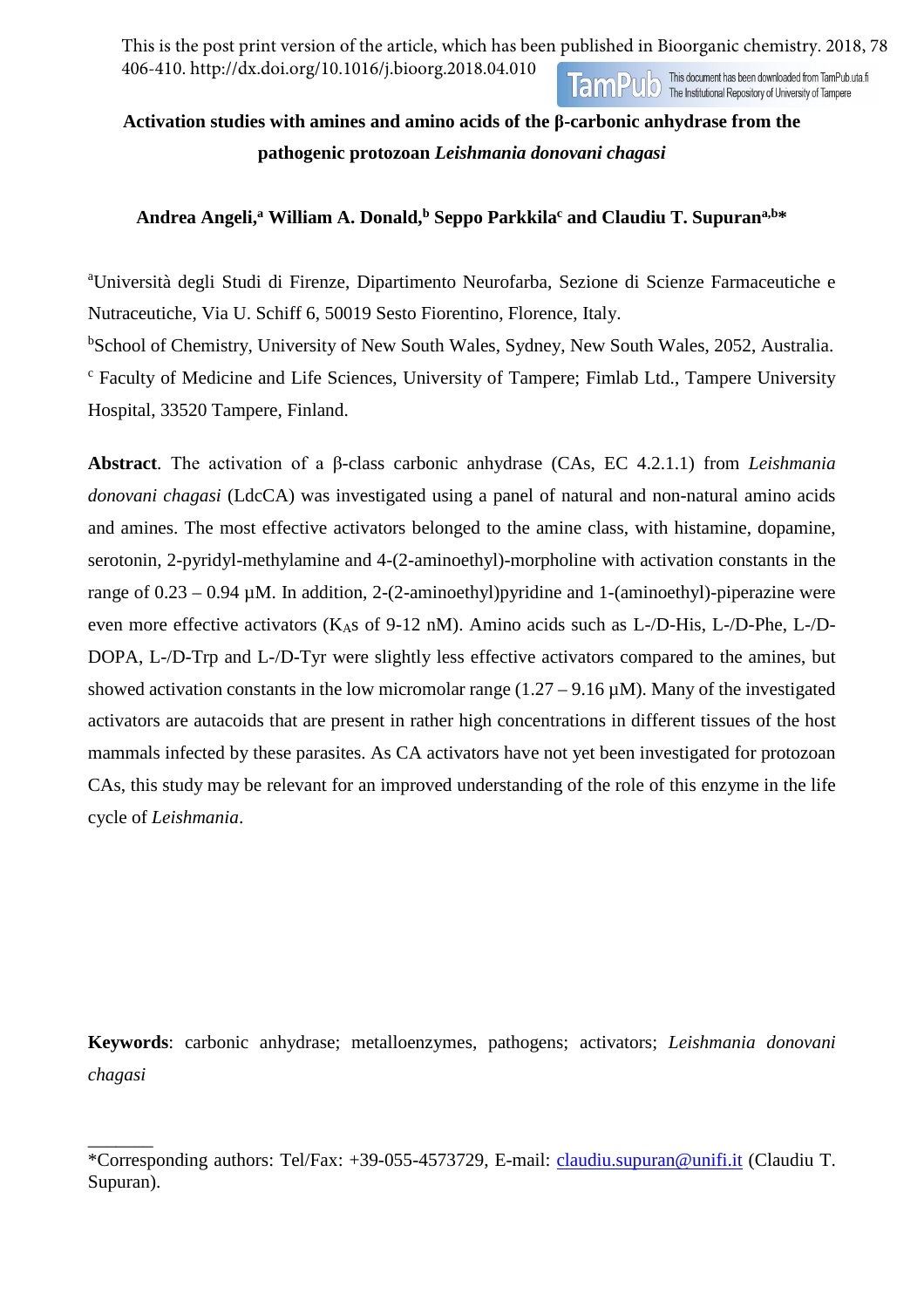This is the post print version of the article, which has been published in Bioorganic chemistry. 2018, 78 406-410. http://dx.doi.org/10.1016/j.bioorg.2018.04.010

# Activation studies with amines and amino acids of the β-carbonic anhydrase from the pathogenic protozoan *Leishmania donovani chagasi*

**Andrea Angeli,[a] William A. Donald,[b] Seppo Parkkila[c] and Claudiu T. Supuran[a,b]***

[a]Università degli Studi di Firenze, Dipartimento Neurofarba, Sezione di Scienze Farmaceutiche e Nutraceutiche, Via U. Schiff 6, 50019 Sesto Fiorentino, Florence, Italy.

[b]School of Chemistry, University of New South Wales, Sydney, New South Wales, 2052, Australia.

[c] Faculty of Medicine and Life Sciences, University of Tampere; Fimlab Ltd., Tampere University Hospital, 33520 Tampere, Finland.

**Abstract**. The activation of a β-class carbonic anhydrase (CAs, EC 4.2.1.1) from *Leishmania donovani chagasi* (LdcCA) was investigated using a panel of natural and non-natural amino acids and amines. The most effective activators belonged to the amine class, with histamine, dopamine, serotonin, 2-pyridyl-methylamine and 4-(2-aminoethyl)-morpholine with activation constants in the range of 0.23 – 0.94 µM. In addition, 2-(2-aminoethyl)pyridine and 1-(aminoethyl)-piperazine were even more effective activators ($K_A$s of 9-12 nM). Amino acids such as L-/D-His, L-/D-Phe, L-/D-DOPA, L-/D-Trp and L-/D-Tyr were slightly less effective activators compared to the amines, but showed activation constants in the low micromolar range (1.27 – 9.16 µM). Many of the investigated activators are autacoids that are present in rather high concentrations in different tissues of the host mammals infected by these parasites. As CA activators have not yet been investigated for protozoan CAs, this study may be relevant for an improved understanding of the role of this enzyme in the life cycle of *Leishmania*.

**Keywords**: carbonic anhydrase; metalloenzymes, pathogens; activators; *Leishmania donovani chagasi*

---

*Corresponding authors: Tel/Fax: +39-055-4573729, E-mail: claudiu.supuran@unifi.it (Claudiu T. Supuran).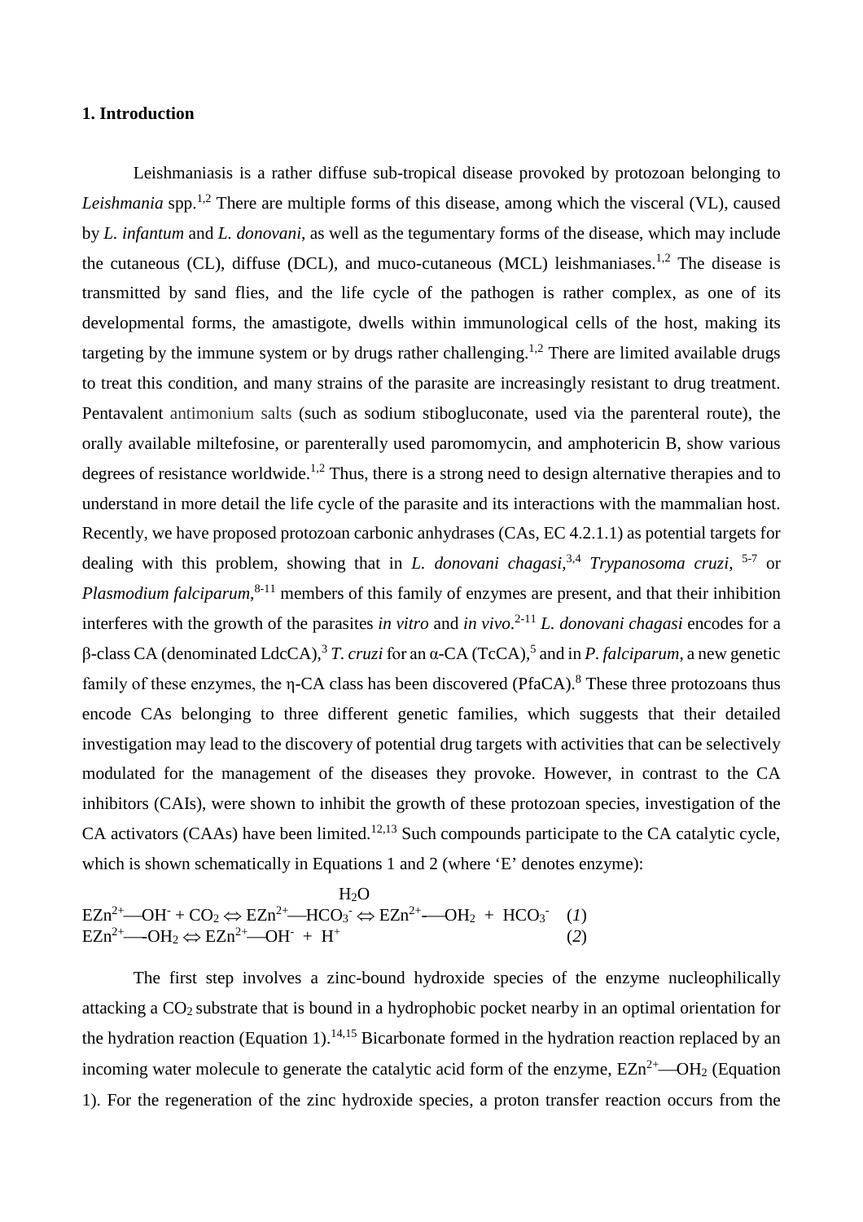## 1. Introduction

Leishmaniasis is a rather diffuse sub-tropical disease provoked by protozoan belonging to *Leishmania* spp.[1,2] There are multiple forms of this disease, among which the visceral (VL), caused by *L. infantum* and *L. donovani*, as well as the tegumentary forms of the disease, which may include the cutaneous (CL), diffuse (DCL), and muco-cutaneous (MCL) leishmaniases.[1,2] The disease is transmitted by sand flies, and the life cycle of the pathogen is rather complex, as one of its developmental forms, the amastigote, dwells within immunological cells of the host, making its targeting by the immune system or by drugs rather challenging.[1,2] There are limited available drugs to treat this condition, and many strains of the parasite are increasingly resistant to drug treatment. Pentavalent antimonium salts (such as sodium stibogluconate, used via the parenteral route), the orally available miltefosine, or parenterally used paromomycin, and amphotericin B, show various degrees of resistance worldwide.[1,2] Thus, there is a strong need to design alternative therapies and to understand in more detail the life cycle of the parasite and its interactions with the mammalian host. Recently, we have proposed protozoan carbonic anhydrases (CAs, EC 4.2.1.1) as potential targets for dealing with this problem, showing that in *L. donovani chagasi*,[3,4] *Trypanosoma cruzi*, [5-7] or *Plasmodium falciparum*,[8-11] members of this family of enzymes are present, and that their inhibition interferes with the growth of the parasites *in vitro* and *in vivo*.[2-11] *L. donovani chagasi* encodes for a β-class CA (denominated LdcCA),[3] *T. cruzi* for an α-CA (TcCA),[5] and in *P. falciparum*, a new genetic family of these enzymes, the η-CA class has been discovered (PfaCA).[8] These three protozoans thus encode CAs belonging to three different genetic families, which suggests that their detailed investigation may lead to the discovery of potential drug targets with activities that can be selectively modulated for the management of the diseases they provoke. However, in contrast to the CA inhibitors (CAIs), were shown to inhibit the growth of these protozoan species, investigation of the CA activators (CAAs) have been limited.[12,13] Such compounds participate to the CA catalytic cycle, which is shown schematically in Equations 1 and 2 (where 'E' denotes enzyme):

$$EZn^{2+}—OH^- + CO_2 \Leftrightarrow EZn^{2+}—HCO_3^- \overset{H_2O}{\Leftrightarrow} EZn^{2+}—OH_2 + HCO_3^- \quad (1)$$

$$EZn^{2+}—OH_2 \Leftrightarrow EZn^{2+}—OH^- + H^+ \quad (2)$$

The first step involves a zinc-bound hydroxide species of the enzyme nucleophilically attacking a $CO_2$ substrate that is bound in a hydrophobic pocket nearby in an optimal orientation for the hydration reaction (Equation 1).[14,15] Bicarbonate formed in the hydration reaction replaced by an incoming water molecule to generate the catalytic acid form of the enzyme, $EZn^{2+}—OH_2$ (Equation 1). For the regeneration of the zinc hydroxide species, a proton transfer reaction occurs from the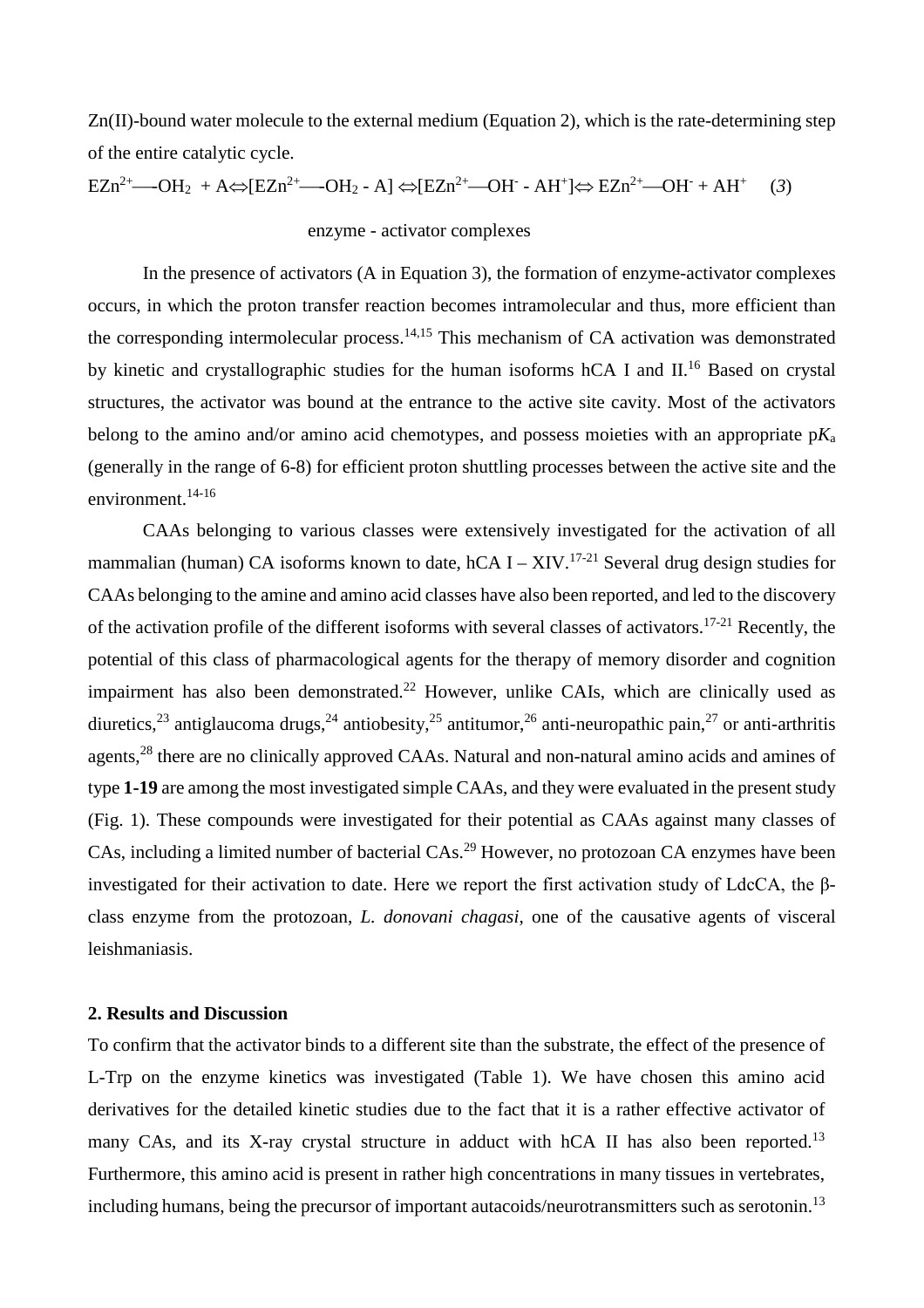Zn(II)-bound water molecule to the external medium (Equation 2), which is the rate-determining step of the entire catalytic cycle.

$$EZn^{2+}—OH_2 + A \Leftrightarrow [EZn^{2+}—OH_2 - A] \Leftrightarrow [EZn^{2+}—OH^- - AH^+] \Leftrightarrow EZn^{2+}—OH^- + AH^+ \quad (3)$$

enzyme - activator complexes

In the presence of activators (A in Equation 3), the formation of enzyme-activator complexes occurs, in which the proton transfer reaction becomes intramolecular and thus, more efficient than the corresponding intermolecular process.[14,15] This mechanism of CA activation was demonstrated by kinetic and crystallographic studies for the human isoforms hCA I and II.[16] Based on crystal structures, the activator was bound at the entrance to the active site cavity. Most of the activators belong to the amino and/or amino acid chemotypes, and possess moieties with an appropriate $pK_a$ (generally in the range of 6-8) for efficient proton shuttling processes between the active site and the environment.[14-16]

CAAs belonging to various classes were extensively investigated for the activation of all mammalian (human) CA isoforms known to date, hCA I – XIV.[17-21] Several drug design studies for CAAs belonging to the amine and amino acid classes have also been reported, and led to the discovery of the activation profile of the different isoforms with several classes of activators.[17-21] Recently, the potential of this class of pharmacological agents for the therapy of memory disorder and cognition impairment has also been demonstrated.[22] However, unlike CAIs, which are clinically used as diuretics,[23] antiglaucoma drugs,[24] antiobesity,[25] antitumor,[26] anti-neuropathic pain,[27] or anti-arthritis agents,[28] there are no clinically approved CAAs. Natural and non-natural amino acids and amines of type **1-19** are among the most investigated simple CAAs, and they were evaluated in the present study (Fig. 1). These compounds were investigated for their potential as CAAs against many classes of CAs, including a limited number of bacterial CAs.[29] However, no protozoan CA enzymes have been investigated for their activation to date. Here we report the first activation study of LdcCA, the β-class enzyme from the protozoan, *L. donovani chagasi*, one of the causative agents of visceral leishmaniasis.

## 2. Results and Discussion

To confirm that the activator binds to a different site than the substrate, the effect of the presence of L-Trp on the enzyme kinetics was investigated (Table 1). We have chosen this amino acid derivatives for the detailed kinetic studies due to the fact that it is a rather effective activator of many CAs, and its X-ray crystal structure in adduct with hCA II has also been reported.[13] Furthermore, this amino acid is present in rather high concentrations in many tissues in vertebrates, including humans, being the precursor of important autacoids/neurotransmitters such as serotonin.[13]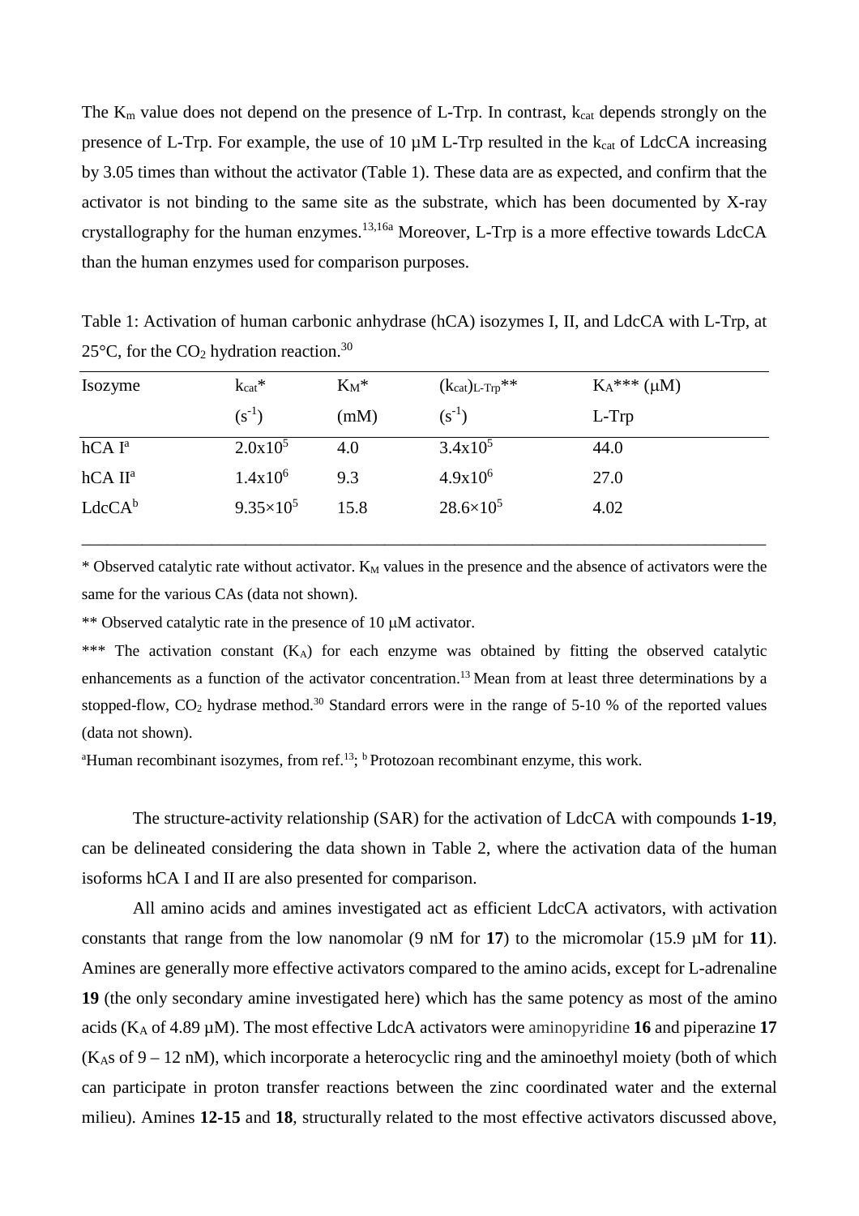The $K_m$ value does not depend on the presence of L-Trp. In contrast, $k_{cat}$ depends strongly on the presence of L-Trp. For example, the use of 10 µM L-Trp resulted in the $k_{cat}$ of LdcCA increasing by 3.05 times than without the activator (Table 1). These data are as expected, and confirm that the activator is not binding to the same site as the substrate, which has been documented by X-ray crystallography for the human enzymes.[13,16a] Moreover, L-Trp is a more effective towards LdcCA than the human enzymes used for comparison purposes.

Table 1: Activation of human carbonic anhydrase (hCA) isozymes I, II, and LdcCA with L-Trp, at 25°C, for the $CO_2$ hydration reaction.[30]

| Isozyme | $k_{cat}$* ($s^{-1}$) | $K_M$* (mM) | $(k_{cat})_{L\text{-}Trp}$** ($s^{-1}$) | $K_A$*** (µM) L-Trp |
|---|---|---|---|---|
| hCA I[a] | $2.0 \times 10^5$ | 4.0 | $3.4 \times 10^5$ | 44.0 |
| hCA II[a] | $1.4 \times 10^6$ | 9.3 | $4.9 \times 10^6$ | 27.0 |
| LdcCA[b] | $9.35 \times 10^5$ | 15.8 | $28.6 \times 10^5$ | 4.02 |

\* Observed catalytic rate without activator. $K_M$ values in the presence and the absence of activators were the same for the various CAs (data not shown).

\*\* Observed catalytic rate in the presence of 10 µM activator.

\*\*\* The activation constant ($K_A$) for each enzyme was obtained by fitting the observed catalytic enhancements as a function of the activator concentration.[13] Mean from at least three determinations by a stopped-flow, $CO_2$ hydrase method.[30] Standard errors were in the range of 5-10 % of the reported values (data not shown).

[a]Human recombinant isozymes, from ref.[13]; [b] Protozoan recombinant enzyme, this work.

The structure-activity relationship (SAR) for the activation of LdcCA with compounds **1-19**, can be delineated considering the data shown in Table 2, where the activation data of the human isoforms hCA I and II are also presented for comparison.

All amino acids and amines investigated act as efficient LdcCA activators, with activation constants that range from the low nanomolar (9 nM for **17**) to the micromolar (15.9 µM for **11**). Amines are generally more effective activators compared to the amino acids, except for L-adrenaline **19** (the only secondary amine investigated here) which has the same potency as most of the amino acids ($K_A$ of 4.89 µM). The most effective LdcA activators were aminopyridine **16** and piperazine **17** ($K_A$s of 9 – 12 nM), which incorporate a heterocyclic ring and the aminoethyl moiety (both of which can participate in proton transfer reactions between the zinc coordinated water and the external milieu). Amines **12-15** and **18**, structurally related to the most effective activators discussed above,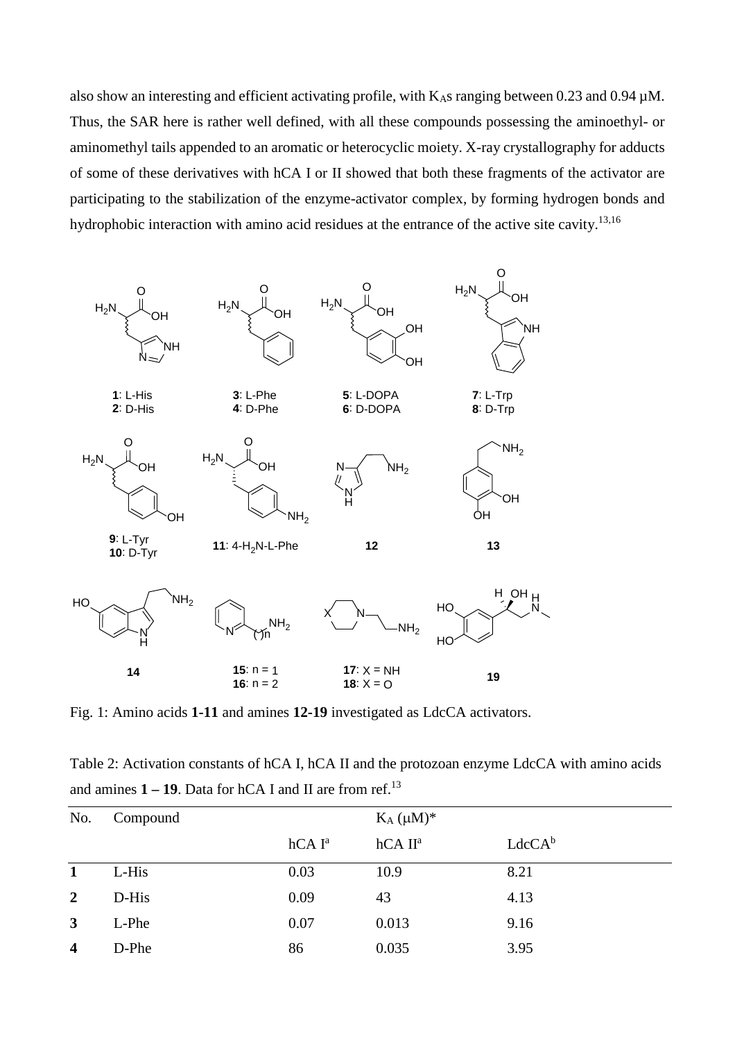also show an interesting and efficient activating profile, with $K_A$s ranging between 0.23 and 0.94 µM. Thus, the SAR here is rather well defined, with all these compounds possessing the aminoethyl- or aminomethyl tails appended to an aromatic or heterocyclic moiety. X-ray crystallography for adducts of some of these derivatives with hCA I or II showed that both these fragments of the activator are participating to the stabilization of the enzyme-activator complex, by forming hydrogen bonds and hydrophobic interaction with amino acid residues at the entrance of the active site cavity.[13,16]

Fig. 1: Amino acids **1-11** and amines **12-19** investigated as LdcCA activators.

Table 2: Activation constants of hCA I, hCA II and the protozoan enzyme LdcCA with amino acids and amines **1 – 19**. Data for hCA I and II are from ref.[13]

| No. | Compound | $K_A$ (µM)* | | |
|---|---|---|---|---|
| | | hCA I[a] | hCA II[a] | LdcCA[b] |
| **1** | L-His | 0.03 | 10.9 | 8.21 |
| **2** | D-His | 0.09 | 43 | 4.13 |
| **3** | L-Phe | 0.07 | 0.013 | 9.16 |
| **4** | D-Phe | 86 | 0.035 | 3.95 |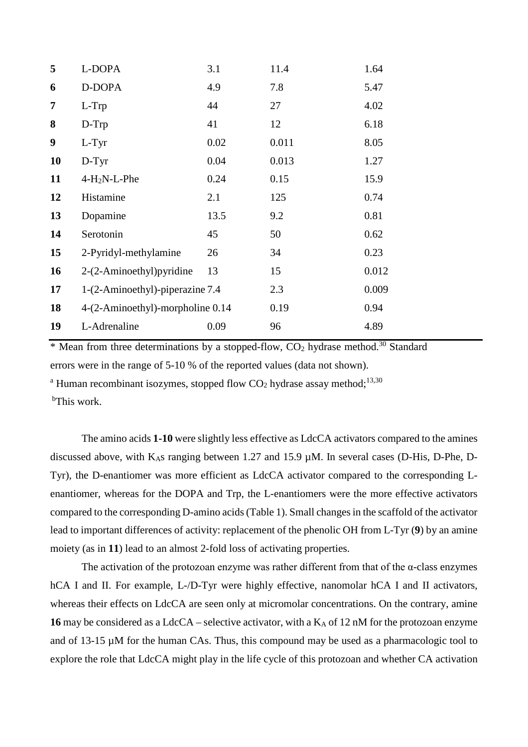| | | | | |
|---|---|---|---|---|
| **5** | L-DOPA | 3.1 | 11.4 | 1.64 |
| **6** | D-DOPA | 4.9 | 7.8 | 5.47 |
| **7** | L-Trp | 44 | 27 | 4.02 |
| **8** | D-Trp | 41 | 12 | 6.18 |
| **9** | L-Tyr | 0.02 | 0.011 | 8.05 |
| **10** | D-Tyr | 0.04 | 0.013 | 1.27 |
| **11** | 4-$H_2N$-L-Phe | 0.24 | 0.15 | 15.9 |
| **12** | Histamine | 2.1 | 125 | 0.74 |
| **13** | Dopamine | 13.5 | 9.2 | 0.81 |
| **14** | Serotonin | 45 | 50 | 0.62 |
| **15** | 2-Pyridyl-methylamine | 26 | 34 | 0.23 |
| **16** | 2-(2-Aminoethyl)pyridine | 13 | 15 | 0.012 |
| **17** | 1-(2-Aminoethyl)-piperazine | 7.4 | 2.3 | 0.009 |
| **18** | 4-(2-Aminoethyl)-morpholine | 0.14 | 0.19 | 0.94 |
| **19** | L-Adrenaline | 0.09 | 96 | 4.89 |

* Mean from three determinations by a stopped-flow, $CO_2$ hydrase method.[30] Standard errors were in the range of 5-10 % of the reported values (data not shown).

[a] Human recombinant isozymes, stopped flow $CO_2$ hydrase assay method;[13,30]

[b]This work.

The amino acids **1-10** were slightly less effective as LdcCA activators compared to the amines discussed above, with $K_A$s ranging between 1.27 and 15.9 µM. In several cases (D-His, D-Phe, D-Tyr), the D-enantiomer was more efficient as LdcCA activator compared to the corresponding L-enantiomer, whereas for the DOPA and Trp, the L-enantiomers were the more effective activators compared to the corresponding D-amino acids (Table 1). Small changes in the scaffold of the activator lead to important differences of activity: replacement of the phenolic OH from L-Tyr (**9**) by an amine moiety (as in **11**) lead to an almost 2-fold loss of activating properties.

The activation of the protozoan enzyme was rather different from that of the α-class enzymes hCA I and II. For example, L-/D-Tyr were highly effective, nanomolar hCA I and II activators, whereas their effects on LdcCA are seen only at micromolar concentrations. On the contrary, amine **16** may be considered as a LdcCA – selective activator, with a $K_A$ of 12 nM for the protozoan enzyme and of 13-15 µM for the human CAs. Thus, this compound may be used as a pharmacologic tool to explore the role that LdcCA might play in the life cycle of this protozoan and whether CA activation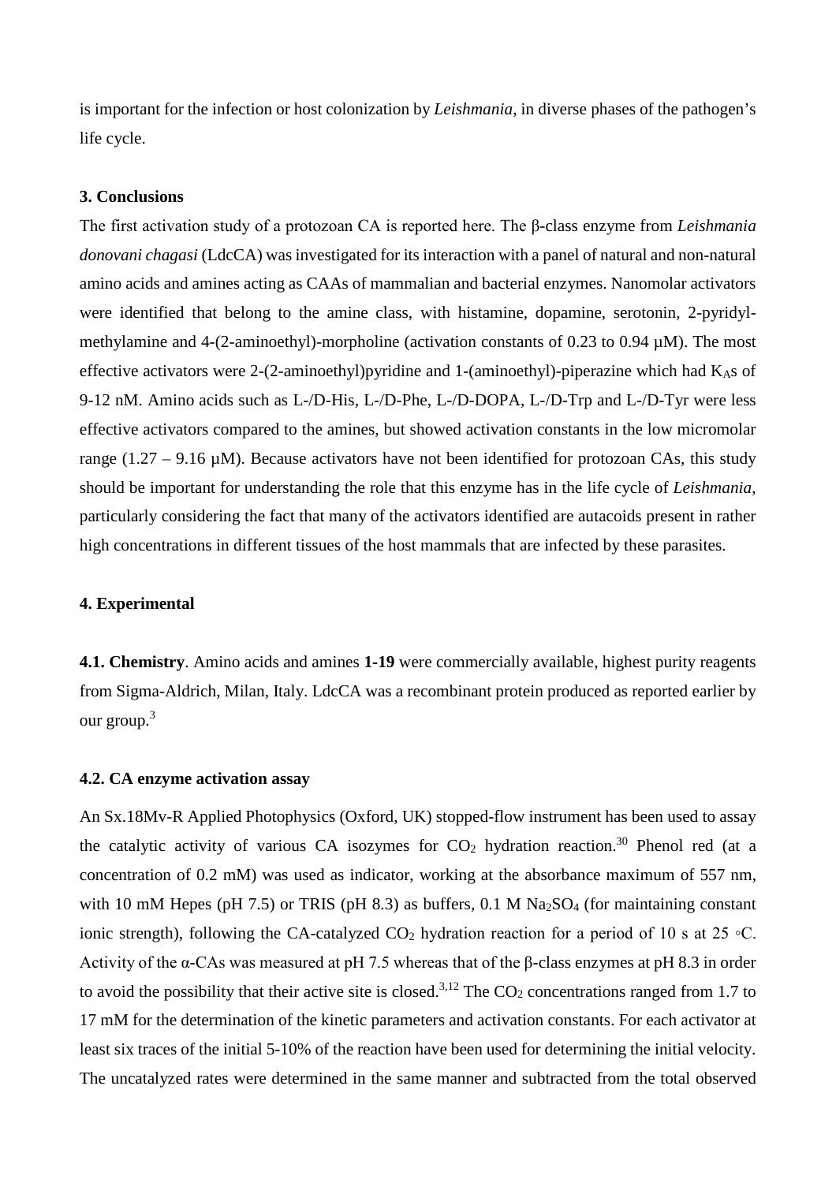is important for the infection or host colonization by *Leishmania*, in diverse phases of the pathogen's life cycle.

## 3. Conclusions

The first activation study of a protozoan CA is reported here. The β-class enzyme from *Leishmania donovani chagasi* (LdcCA) was investigated for its interaction with a panel of natural and non-natural amino acids and amines acting as CAAs of mammalian and bacterial enzymes. Nanomolar activators were identified that belong to the amine class, with histamine, dopamine, serotonin, 2-pyridyl-methylamine and 4-(2-aminoethyl)-morpholine (activation constants of 0.23 to 0.94 µM). The most effective activators were 2-(2-aminoethyl)pyridine and 1-(aminoethyl)-piperazine which had $K_A$s of 9-12 nM. Amino acids such as L-/D-His, L-/D-Phe, L-/D-DOPA, L-/D-Trp and L-/D-Tyr were less effective activators compared to the amines, but showed activation constants in the low micromolar range (1.27 – 9.16 µM). Because activators have not been identified for protozoan CAs, this study should be important for understanding the role that this enzyme has in the life cycle of *Leishmania*, particularly considering the fact that many of the activators identified are autacoids present in rather high concentrations in different tissues of the host mammals that are infected by these parasites.

## 4. Experimental

**4.1. Chemistry**. Amino acids and amines **1-19** were commercially available, highest purity reagents from Sigma-Aldrich, Milan, Italy. LdcCA was a recombinant protein produced as reported earlier by our group.[3]

### 4.2. CA enzyme activation assay

An Sx.18Mv-R Applied Photophysics (Oxford, UK) stopped-flow instrument has been used to assay the catalytic activity of various CA isozymes for $CO_2$ hydration reaction.[30] Phenol red (at a concentration of 0.2 mM) was used as indicator, working at the absorbance maximum of 557 nm, with 10 mM Hepes (pH 7.5) or TRIS (pH 8.3) as buffers, 0.1 M $Na_2SO_4$ (for maintaining constant ionic strength), following the CA-catalyzed $CO_2$ hydration reaction for a period of 10 s at 25 ◦C. Activity of the α-CAs was measured at pH 7.5 whereas that of the β-class enzymes at pH 8.3 in order to avoid the possibility that their active site is closed.[3,12] The $CO_2$ concentrations ranged from 1.7 to 17 mM for the determination of the kinetic parameters and activation constants. For each activator at least six traces of the initial 5-10% of the reaction have been used for determining the initial velocity. The uncatalyzed rates were determined in the same manner and subtracted from the total observed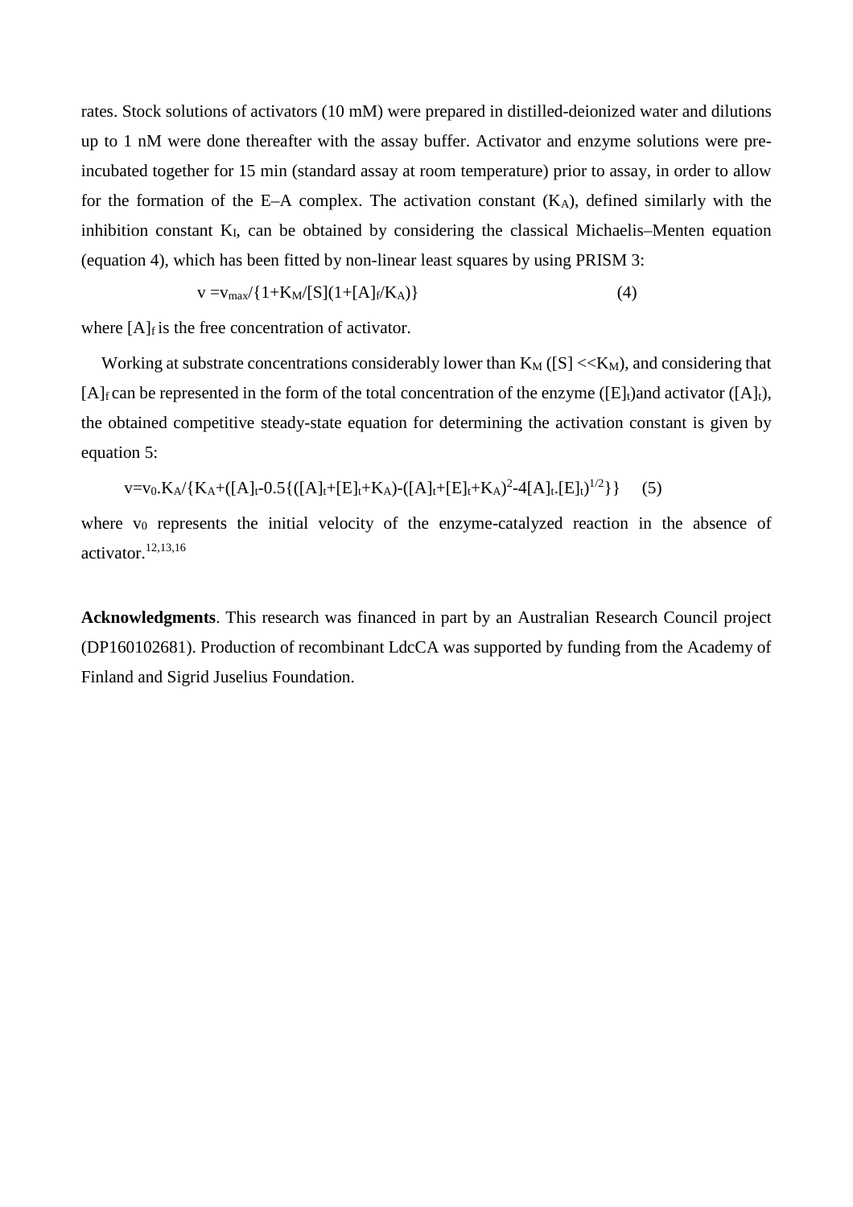rates. Stock solutions of activators (10 mM) were prepared in distilled-deionized water and dilutions up to 1 nM were done thereafter with the assay buffer. Activator and enzyme solutions were pre-incubated together for 15 min (standard assay at room temperature) prior to assay, in order to allow for the formation of the E–A complex. The activation constant ($K_A$), defined similarly with the inhibition constant $K_I$, can be obtained by considering the classical Michaelis–Menten equation (equation 4), which has been fitted by non-linear least squares by using PRISM 3:

$$v = v_{max}/\{1+K_M/[S](1+[A]_f/K_A)\} \qquad (4)$$

where $[A]_f$ is the free concentration of activator.

Working at substrate concentrations considerably lower than $K_M$ ($[S] << K_M$), and considering that $[A]_f$ can be represented in the form of the total concentration of the enzyme ($[E]_t$)and activator ($[A]_t$), the obtained competitive steady-state equation for determining the activation constant is given by equation 5:

$$v=v_0.K_A/\{K_A+([A]_t-0.5\{([A]_t+[E]_t+K_A)-([A]_t+[E]_t+K_A)^2-4[A]_t.[E]_t)^{1/2}\}\} \qquad (5)$$

where $v_0$ represents the initial velocity of the enzyme-catalyzed reaction in the absence of activator.[12,13,16]

**Acknowledgments**. This research was financed in part by an Australian Research Council project (DP160102681). Production of recombinant LdcCA was supported by funding from the Academy of Finland and Sigrid Juselius Foundation.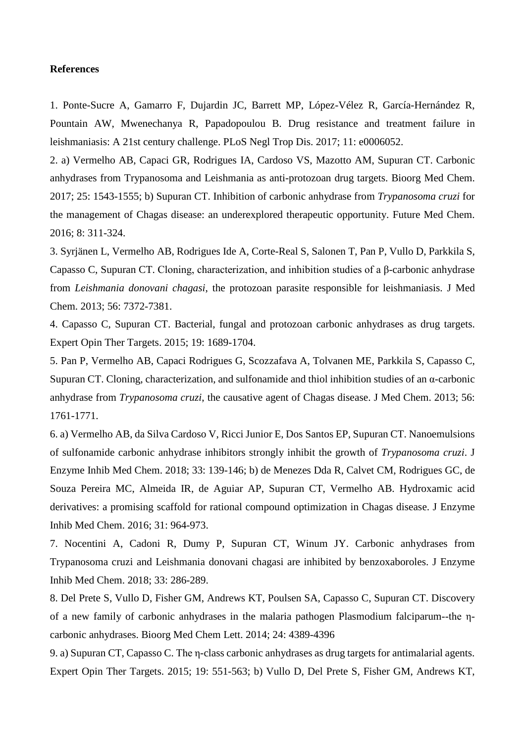**References**

1. Ponte-Sucre A, Gamarro F, Dujardin JC, Barrett MP, López-Vélez R, García-Hernández R, Pountain AW, Mwenechanya R, Papadopoulou B. Drug resistance and treatment failure in leishmaniasis: A 21st century challenge. PLoS Negl Trop Dis. 2017; 11: e0006052.

2. a) Vermelho AB, Capaci GR, Rodrigues IA, Cardoso VS, Mazotto AM, Supuran CT. Carbonic anhydrases from Trypanosoma and Leishmania as anti-protozoan drug targets. Bioorg Med Chem. 2017; 25: 1543-1555; b) Supuran CT. Inhibition of carbonic anhydrase from *Trypanosoma cruzi* for the management of Chagas disease: an underexplored therapeutic opportunity. Future Med Chem. 2016; 8: 311-324.

3. Syrjänen L, Vermelho AB, Rodrigues Ide A, Corte-Real S, Salonen T, Pan P, Vullo D, Parkkila S, Capasso C, Supuran CT. Cloning, characterization, and inhibition studies of a β-carbonic anhydrase from *Leishmania donovani chagasi*, the protozoan parasite responsible for leishmaniasis. J Med Chem. 2013; 56: 7372-7381.

4. Capasso C, Supuran CT. Bacterial, fungal and protozoan carbonic anhydrases as drug targets. Expert Opin Ther Targets. 2015; 19: 1689-1704.

5. Pan P, Vermelho AB, Capaci Rodrigues G, Scozzafava A, Tolvanen ME, Parkkila S, Capasso C, Supuran CT. Cloning, characterization, and sulfonamide and thiol inhibition studies of an α-carbonic anhydrase from *Trypanosoma cruzi*, the causative agent of Chagas disease. J Med Chem. 2013; 56: 1761-1771.

6. a) Vermelho AB, da Silva Cardoso V, Ricci Junior E, Dos Santos EP, Supuran CT. Nanoemulsions of sulfonamide carbonic anhydrase inhibitors strongly inhibit the growth of *Trypanosoma cruzi*. J Enzyme Inhib Med Chem. 2018; 33: 139-146; b) de Menezes Dda R, Calvet CM, Rodrigues GC, de Souza Pereira MC, Almeida IR, de Aguiar AP, Supuran CT, Vermelho AB. Hydroxamic acid derivatives: a promising scaffold for rational compound optimization in Chagas disease. J Enzyme Inhib Med Chem. 2016; 31: 964-973.

7. Nocentini A, Cadoni R, Dumy P, Supuran CT, Winum JY. Carbonic anhydrases from Trypanosoma cruzi and Leishmania donovani chagasi are inhibited by benzoxaboroles. J Enzyme Inhib Med Chem. 2018; 33: 286-289.

8. Del Prete S, Vullo D, Fisher GM, Andrews KT, Poulsen SA, Capasso C, Supuran CT. Discovery of a new family of carbonic anhydrases in the malaria pathogen Plasmodium falciparum--the η-carbonic anhydrases. Bioorg Med Chem Lett. 2014; 24: 4389-4396

9. a) Supuran CT, Capasso C. The η-class carbonic anhydrases as drug targets for antimalarial agents. Expert Opin Ther Targets. 2015; 19: 551-563; b) Vullo D, Del Prete S, Fisher GM, Andrews KT,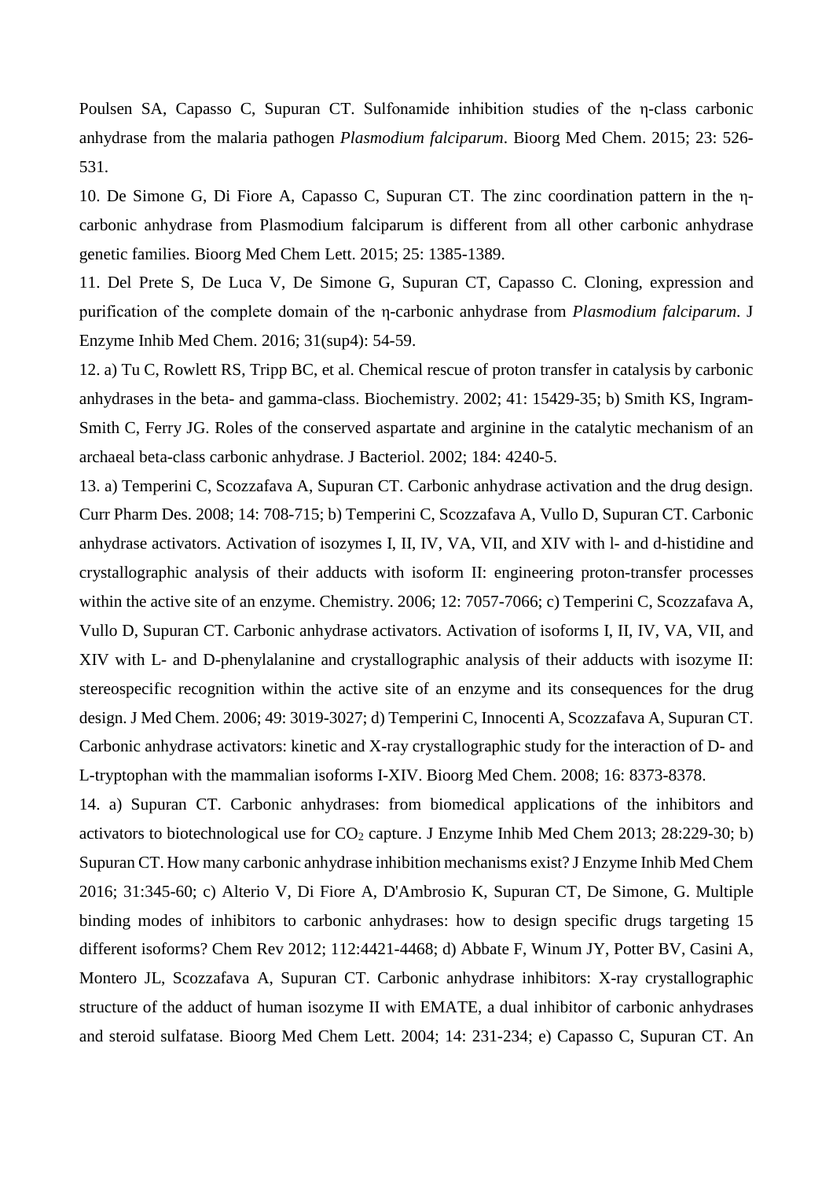Poulsen SA, Capasso C, Supuran CT. Sulfonamide inhibition studies of the η-class carbonic anhydrase from the malaria pathogen *Plasmodium falciparum*. Bioorg Med Chem. 2015; 23: 526-531.

10. De Simone G, Di Fiore A, Capasso C, Supuran CT. The zinc coordination pattern in the η-carbonic anhydrase from Plasmodium falciparum is different from all other carbonic anhydrase genetic families. Bioorg Med Chem Lett. 2015; 25: 1385-1389.

11. Del Prete S, De Luca V, De Simone G, Supuran CT, Capasso C. Cloning, expression and purification of the complete domain of the η-carbonic anhydrase from *Plasmodium falciparum*. J Enzyme Inhib Med Chem. 2016; 31(sup4): 54-59.

12. a) Tu C, Rowlett RS, Tripp BC, et al. Chemical rescue of proton transfer in catalysis by carbonic anhydrases in the beta- and gamma-class. Biochemistry. 2002; 41: 15429-35; b) Smith KS, Ingram-Smith C, Ferry JG. Roles of the conserved aspartate and arginine in the catalytic mechanism of an archaeal beta-class carbonic anhydrase. J Bacteriol. 2002; 184: 4240-5.

13. a) Temperini C, Scozzafava A, Supuran CT. Carbonic anhydrase activation and the drug design. Curr Pharm Des. 2008; 14: 708-715; b) Temperini C, Scozzafava A, Vullo D, Supuran CT. Carbonic anhydrase activators. Activation of isozymes I, II, IV, VA, VII, and XIV with l- and d-histidine and crystallographic analysis of their adducts with isoform II: engineering proton-transfer processes within the active site of an enzyme. Chemistry. 2006; 12: 7057-7066; c) Temperini C, Scozzafava A, Vullo D, Supuran CT. Carbonic anhydrase activators. Activation of isoforms I, II, IV, VA, VII, and XIV with L- and D-phenylalanine and crystallographic analysis of their adducts with isozyme II: stereospecific recognition within the active site of an enzyme and its consequences for the drug design. J Med Chem. 2006; 49: 3019-3027; d) Temperini C, Innocenti A, Scozzafava A, Supuran CT. Carbonic anhydrase activators: kinetic and X-ray crystallographic study for the interaction of D- and L-tryptophan with the mammalian isoforms I-XIV. Bioorg Med Chem. 2008; 16: 8373-8378.

14. a) Supuran CT. Carbonic anhydrases: from biomedical applications of the inhibitors and activators to biotechnological use for $CO_2$ capture. J Enzyme Inhib Med Chem 2013; 28:229-30; b) Supuran CT. How many carbonic anhydrase inhibition mechanisms exist? J Enzyme Inhib Med Chem 2016; 31:345-60; c) Alterio V, Di Fiore A, D'Ambrosio K, Supuran CT, De Simone, G. Multiple binding modes of inhibitors to carbonic anhydrases: how to design specific drugs targeting 15 different isoforms? Chem Rev 2012; 112:4421-4468; d) Abbate F, Winum JY, Potter BV, Casini A, Montero JL, Scozzafava A, Supuran CT. Carbonic anhydrase inhibitors: X-ray crystallographic structure of the adduct of human isozyme II with EMATE, a dual inhibitor of carbonic anhydrases and steroid sulfatase. Bioorg Med Chem Lett. 2004; 14: 231-234; e) Capasso C, Supuran CT. An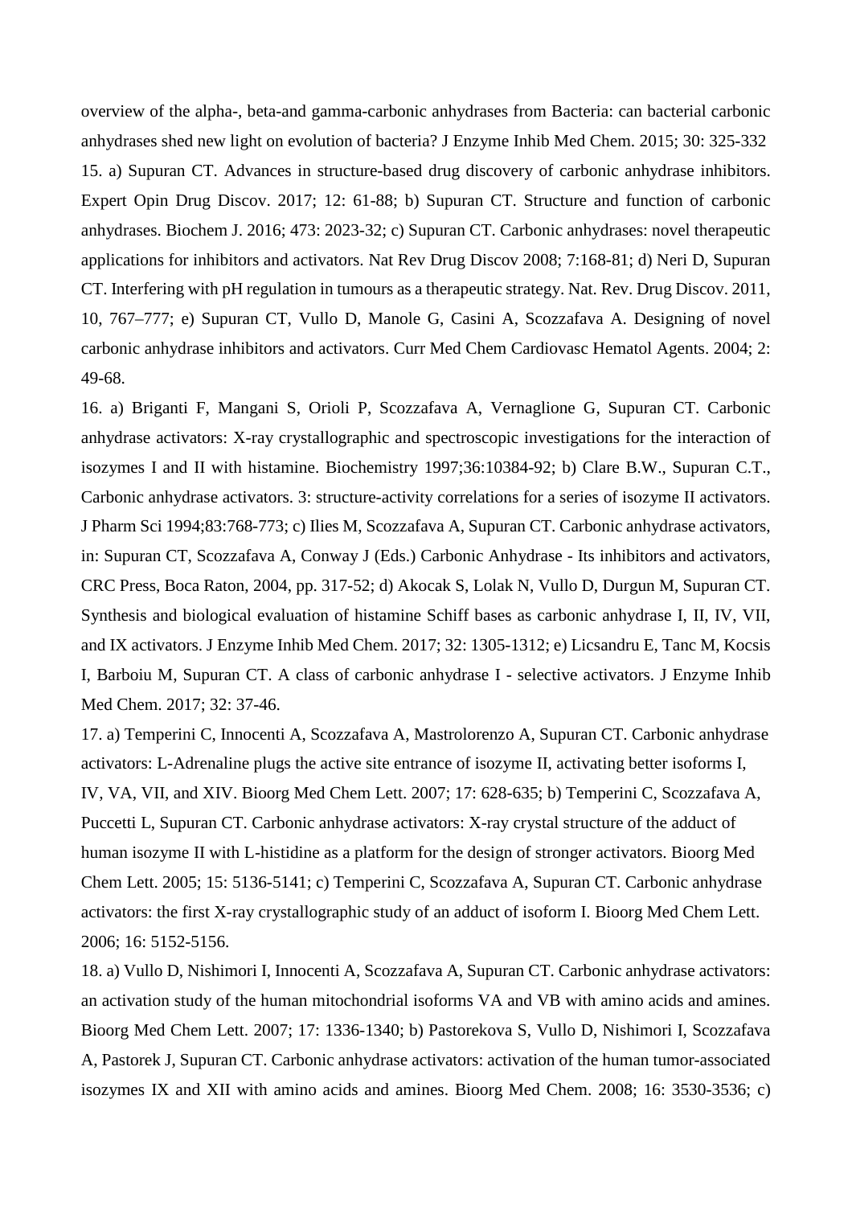overview of the alpha-, beta-and gamma-carbonic anhydrases from Bacteria: can bacterial carbonic anhydrases shed new light on evolution of bacteria? J Enzyme Inhib Med Chem. 2015; 30: 325-332

15. a) Supuran CT. Advances in structure-based drug discovery of carbonic anhydrase inhibitors. Expert Opin Drug Discov. 2017; 12: 61-88; b) Supuran CT. Structure and function of carbonic anhydrases. Biochem J. 2016; 473: 2023-32; c) Supuran CT. Carbonic anhydrases: novel therapeutic applications for inhibitors and activators. Nat Rev Drug Discov 2008; 7:168-81; d) Neri D, Supuran CT. Interfering with pH regulation in tumours as a therapeutic strategy. Nat. Rev. Drug Discov. 2011, 10, 767–777; e) Supuran CT, Vullo D, Manole G, Casini A, Scozzafava A. Designing of novel carbonic anhydrase inhibitors and activators. Curr Med Chem Cardiovasc Hematol Agents. 2004; 2: 49-68.

16. a) Briganti F, Mangani S, Orioli P, Scozzafava A, Vernaglione G, Supuran CT. Carbonic anhydrase activators: X-ray crystallographic and spectroscopic investigations for the interaction of isozymes I and II with histamine. Biochemistry 1997;36:10384-92; b) Clare B.W., Supuran C.T., Carbonic anhydrase activators. 3: structure-activity correlations for a series of isozyme II activators. J Pharm Sci 1994;83:768-773; c) Ilies M, Scozzafava A, Supuran CT. Carbonic anhydrase activators, in: Supuran CT, Scozzafava A, Conway J (Eds.) Carbonic Anhydrase - Its inhibitors and activators, CRC Press, Boca Raton, 2004, pp. 317-52; d) Akocak S, Lolak N, Vullo D, Durgun M, Supuran CT. Synthesis and biological evaluation of histamine Schiff bases as carbonic anhydrase I, II, IV, VII, and IX activators. J Enzyme Inhib Med Chem. 2017; 32: 1305-1312; e) Licsandru E, Tanc M, Kocsis I, Barboiu M, Supuran CT. A class of carbonic anhydrase I - selective activators. J Enzyme Inhib Med Chem. 2017; 32: 37-46.

17. a) Temperini C, Innocenti A, Scozzafava A, Mastrolorenzo A, Supuran CT. Carbonic anhydrase activators: L-Adrenaline plugs the active site entrance of isozyme II, activating better isoforms I, IV, VA, VII, and XIV. Bioorg Med Chem Lett. 2007; 17: 628-635; b) Temperini C, Scozzafava A, Puccetti L, Supuran CT. Carbonic anhydrase activators: X-ray crystal structure of the adduct of human isozyme II with L-histidine as a platform for the design of stronger activators. Bioorg Med Chem Lett. 2005; 15: 5136-5141; c) Temperini C, Scozzafava A, Supuran CT. Carbonic anhydrase activators: the first X-ray crystallographic study of an adduct of isoform I. Bioorg Med Chem Lett. 2006; 16: 5152-5156.

18. a) Vullo D, Nishimori I, Innocenti A, Scozzafava A, Supuran CT. Carbonic anhydrase activators: an activation study of the human mitochondrial isoforms VA and VB with amino acids and amines. Bioorg Med Chem Lett. 2007; 17: 1336-1340; b) Pastorekova S, Vullo D, Nishimori I, Scozzafava A, Pastorek J, Supuran CT. Carbonic anhydrase activators: activation of the human tumor-associated isozymes IX and XII with amino acids and amines. Bioorg Med Chem. 2008; 16: 3530-3536; c)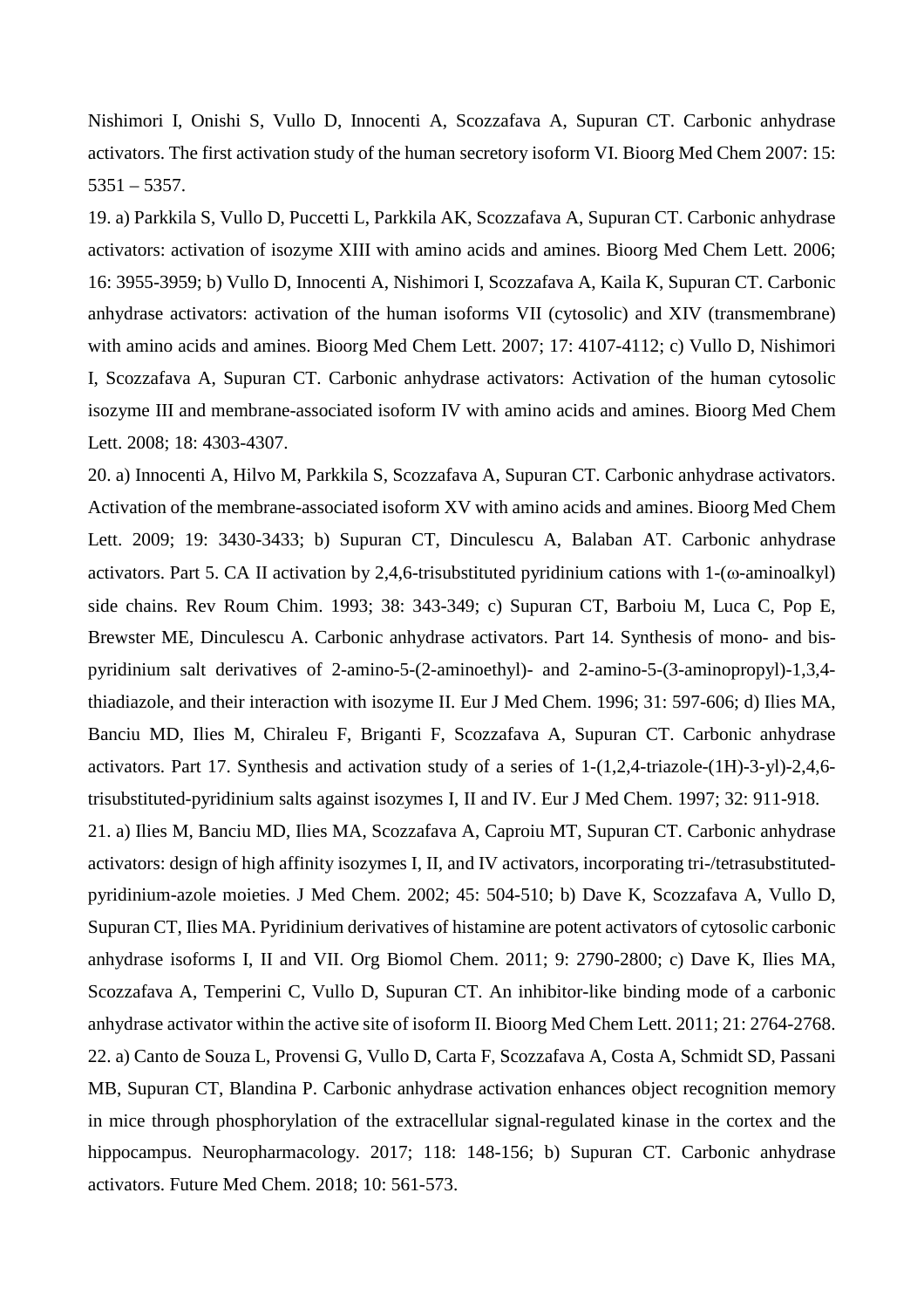Nishimori I, Onishi S, Vullo D, Innocenti A, Scozzafava A, Supuran CT. Carbonic anhydrase activators. The first activation study of the human secretory isoform VI. Bioorg Med Chem 2007: 15: 5351 – 5357.

19. a) Parkkila S, Vullo D, Puccetti L, Parkkila AK, Scozzafava A, Supuran CT. Carbonic anhydrase activators: activation of isozyme XIII with amino acids and amines. Bioorg Med Chem Lett. 2006; 16: 3955-3959; b) Vullo D, Innocenti A, Nishimori I, Scozzafava A, Kaila K, Supuran CT. Carbonic anhydrase activators: activation of the human isoforms VII (cytosolic) and XIV (transmembrane) with amino acids and amines. Bioorg Med Chem Lett. 2007; 17: 4107-4112; c) Vullo D, Nishimori I, Scozzafava A, Supuran CT. Carbonic anhydrase activators: Activation of the human cytosolic isozyme III and membrane-associated isoform IV with amino acids and amines. Bioorg Med Chem Lett. 2008; 18: 4303-4307.

20. a) Innocenti A, Hilvo M, Parkkila S, Scozzafava A, Supuran CT. Carbonic anhydrase activators. Activation of the membrane-associated isoform XV with amino acids and amines. Bioorg Med Chem Lett. 2009; 19: 3430-3433; b) Supuran CT, Dinculescu A, Balaban AT. Carbonic anhydrase activators. Part 5. CA II activation by 2,4,6-trisubstituted pyridinium cations with 1-(ω-aminoalkyl) side chains. Rev Roum Chim. 1993; 38: 343-349; c) Supuran CT, Barboiu M, Luca C, Pop E, Brewster ME, Dinculescu A. Carbonic anhydrase activators. Part 14. Synthesis of mono- and bis-pyridinium salt derivatives of 2-amino-5-(2-aminoethyl)- and 2-amino-5-(3-aminopropyl)-1,3,4-thiadiazole, and their interaction with isozyme II. Eur J Med Chem. 1996; 31: 597-606; d) Ilies MA, Banciu MD, Ilies M, Chiraleu F, Briganti F, Scozzafava A, Supuran CT. Carbonic anhydrase activators. Part 17. Synthesis and activation study of a series of 1-(1,2,4-triazole-(1H)-3-yl)-2,4,6-trisubstituted-pyridinium salts against isozymes I, II and IV. Eur J Med Chem. 1997; 32: 911-918.

21. a) Ilies M, Banciu MD, Ilies MA, Scozzafava A, Caproiu MT, Supuran CT. Carbonic anhydrase activators: design of high affinity isozymes I, II, and IV activators, incorporating tri-/tetrasubstituted-pyridinium-azole moieties. J Med Chem. 2002; 45: 504-510; b) Dave K, Scozzafava A, Vullo D, Supuran CT, Ilies MA. Pyridinium derivatives of histamine are potent activators of cytosolic carbonic anhydrase isoforms I, II and VII. Org Biomol Chem. 2011; 9: 2790-2800; c) Dave K, Ilies MA, Scozzafava A, Temperini C, Vullo D, Supuran CT. An inhibitor-like binding mode of a carbonic anhydrase activator within the active site of isoform II. Bioorg Med Chem Lett. 2011; 21: 2764-2768.

22. a) Canto de Souza L, Provensi G, Vullo D, Carta F, Scozzafava A, Costa A, Schmidt SD, Passani MB, Supuran CT, Blandina P. Carbonic anhydrase activation enhances object recognition memory in mice through phosphorylation of the extracellular signal-regulated kinase in the cortex and the hippocampus. Neuropharmacology. 2017; 118: 148-156; b) Supuran CT. Carbonic anhydrase activators. Future Med Chem. 2018; 10: 561-573.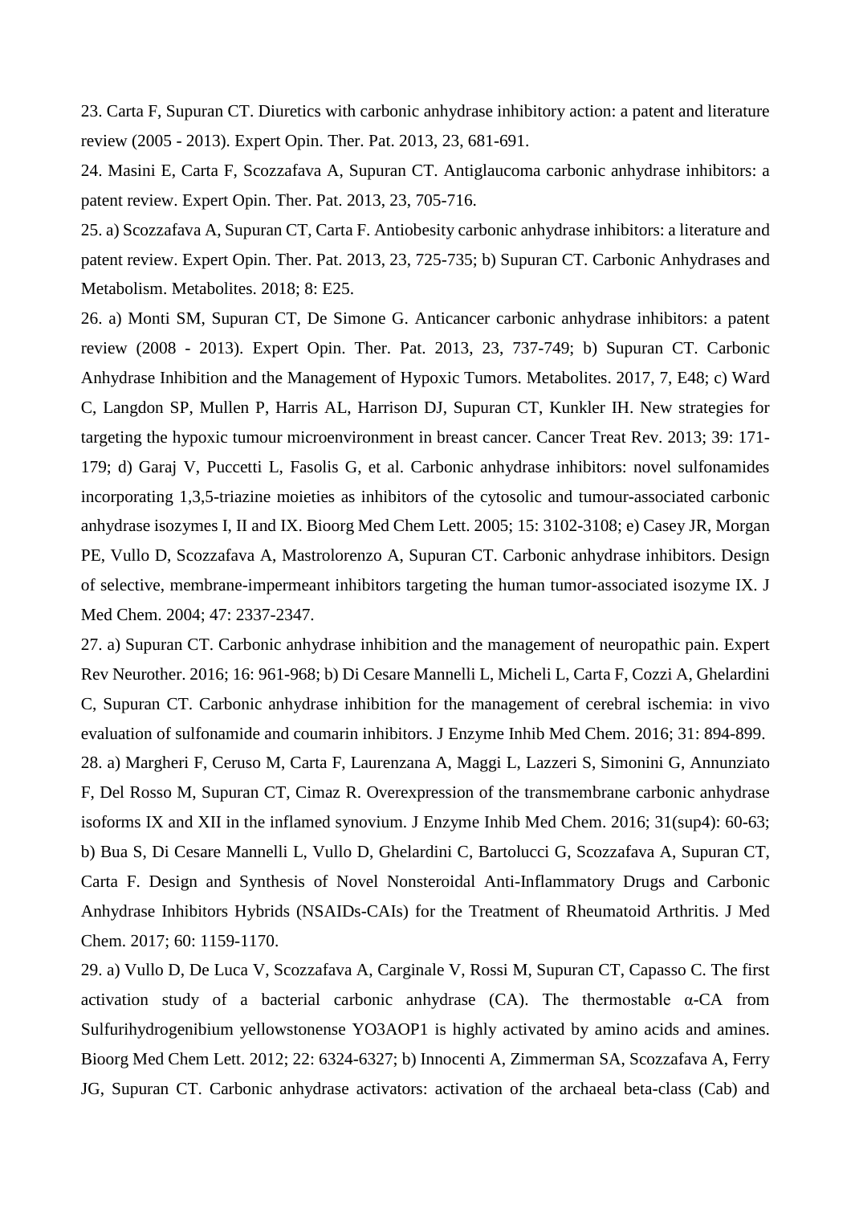23. Carta F, Supuran CT. Diuretics with carbonic anhydrase inhibitory action: a patent and literature review (2005 - 2013). Expert Opin. Ther. Pat. 2013, 23, 681-691.

24. Masini E, Carta F, Scozzafava A, Supuran CT. Antiglaucoma carbonic anhydrase inhibitors: a patent review. Expert Opin. Ther. Pat. 2013, 23, 705-716.

25. a) Scozzafava A, Supuran CT, Carta F. Antiobesity carbonic anhydrase inhibitors: a literature and patent review. Expert Opin. Ther. Pat. 2013, 23, 725-735; b) Supuran CT. Carbonic Anhydrases and Metabolism. Metabolites. 2018; 8: E25.

26. a) Monti SM, Supuran CT, De Simone G. Anticancer carbonic anhydrase inhibitors: a patent review (2008 - 2013). Expert Opin. Ther. Pat. 2013, 23, 737-749; b) Supuran CT. Carbonic Anhydrase Inhibition and the Management of Hypoxic Tumors. Metabolites. 2017, 7, E48; c) Ward C, Langdon SP, Mullen P, Harris AL, Harrison DJ, Supuran CT, Kunkler IH. New strategies for targeting the hypoxic tumour microenvironment in breast cancer. Cancer Treat Rev. 2013; 39: 171-179; d) Garaj V, Puccetti L, Fasolis G, et al. Carbonic anhydrase inhibitors: novel sulfonamides incorporating 1,3,5-triazine moieties as inhibitors of the cytosolic and tumour-associated carbonic anhydrase isozymes I, II and IX. Bioorg Med Chem Lett. 2005; 15: 3102-3108; e) Casey JR, Morgan PE, Vullo D, Scozzafava A, Mastrolorenzo A, Supuran CT. Carbonic anhydrase inhibitors. Design of selective, membrane-impermeant inhibitors targeting the human tumor-associated isozyme IX. J Med Chem. 2004; 47: 2337-2347.

27. a) Supuran CT. Carbonic anhydrase inhibition and the management of neuropathic pain. Expert Rev Neurother. 2016; 16: 961-968; b) Di Cesare Mannelli L, Micheli L, Carta F, Cozzi A, Ghelardini C, Supuran CT. Carbonic anhydrase inhibition for the management of cerebral ischemia: in vivo evaluation of sulfonamide and coumarin inhibitors. J Enzyme Inhib Med Chem. 2016; 31: 894-899.

28. a) Margheri F, Ceruso M, Carta F, Laurenzana A, Maggi L, Lazzeri S, Simonini G, Annunziato F, Del Rosso M, Supuran CT, Cimaz R. Overexpression of the transmembrane carbonic anhydrase isoforms IX and XII in the inflamed synovium. J Enzyme Inhib Med Chem. 2016; 31(sup4): 60-63; b) Bua S, Di Cesare Mannelli L, Vullo D, Ghelardini C, Bartolucci G, Scozzafava A, Supuran CT, Carta F. Design and Synthesis of Novel Nonsteroidal Anti-Inflammatory Drugs and Carbonic Anhydrase Inhibitors Hybrids (NSAIDs-CAIs) for the Treatment of Rheumatoid Arthritis. J Med Chem. 2017; 60: 1159-1170.

29. a) Vullo D, De Luca V, Scozzafava A, Carginale V, Rossi M, Supuran CT, Capasso C. The first activation study of a bacterial carbonic anhydrase (CA). The thermostable α-CA from Sulfurihydrogenibium yellowstonense YO3AOP1 is highly activated by amino acids and amines. Bioorg Med Chem Lett. 2012; 22: 6324-6327; b) Innocenti A, Zimmerman SA, Scozzafava A, Ferry JG, Supuran CT. Carbonic anhydrase activators: activation of the archaeal beta-class (Cab) and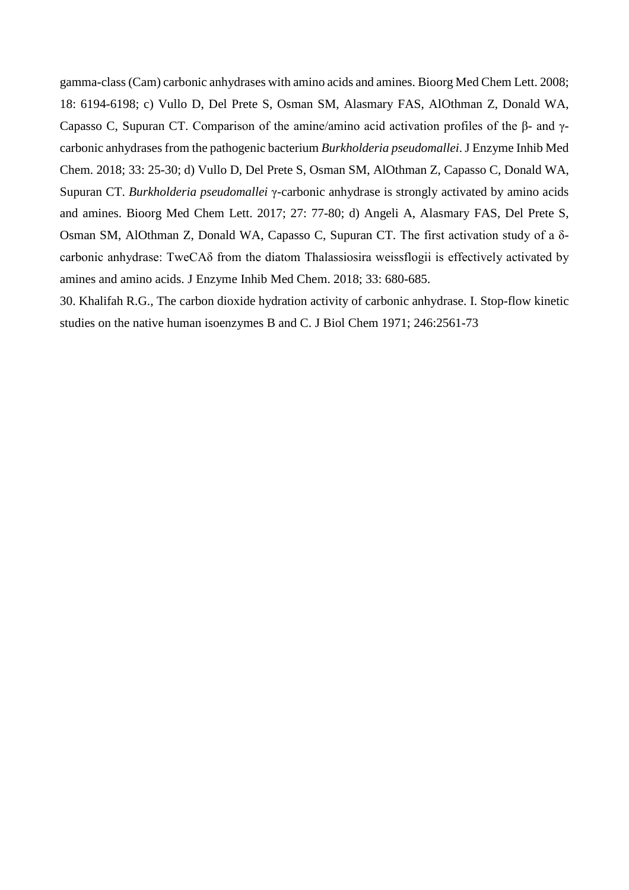gamma-class (Cam) carbonic anhydrases with amino acids and amines. Bioorg Med Chem Lett. 2008; 18: 6194-6198; c) Vullo D, Del Prete S, Osman SM, Alasmary FAS, AlOthman Z, Donald WA, Capasso C, Supuran CT. Comparison of the amine/amino acid activation profiles of the β- and γ-carbonic anhydrases from the pathogenic bacterium *Burkholderia pseudomallei*. J Enzyme Inhib Med Chem. 2018; 33: 25-30; d) Vullo D, Del Prete S, Osman SM, AlOthman Z, Capasso C, Donald WA, Supuran CT. *Burkholderia pseudomallei* γ-carbonic anhydrase is strongly activated by amino acids and amines. Bioorg Med Chem Lett. 2017; 27: 77-80; d) Angeli A, Alasmary FAS, Del Prete S, Osman SM, AlOthman Z, Donald WA, Capasso C, Supuran CT. The first activation study of a δ-carbonic anhydrase: TweCAδ from the diatom Thalassiosira weissflogii is effectively activated by amines and amino acids. J Enzyme Inhib Med Chem. 2018; 33: 680-685.

30. Khalifah R.G., The carbon dioxide hydration activity of carbonic anhydrase. I. Stop-flow kinetic studies on the native human isoenzymes B and C. J Biol Chem 1971; 246:2561-73